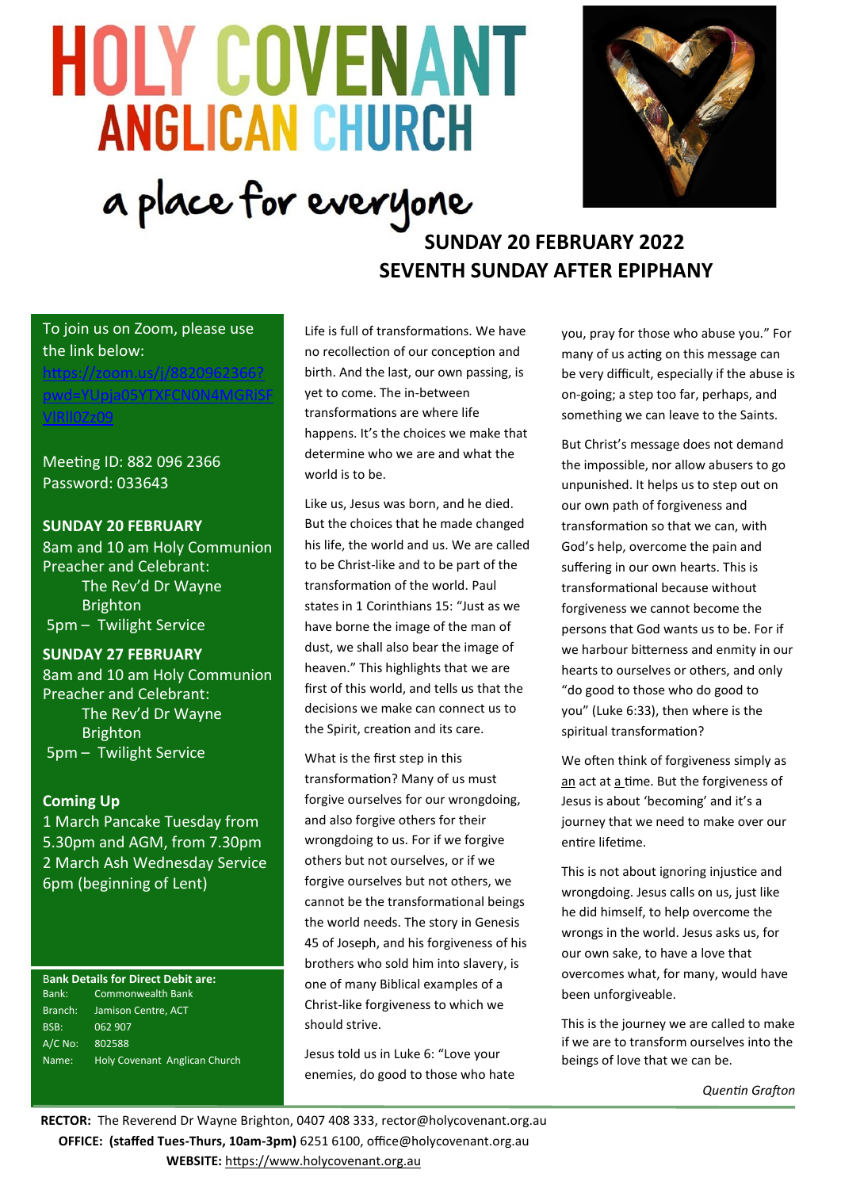# HOLY COVENANT ANGLICAN CHURCH

a place for everyone

## SUNDAY 20 FEBRUARY 2022
## SEVENTH SUNDAY AFTER EPIPHANY

To join us on Zoom, please use the link below:
https://zoom.us/j/88209623667pwd=YUpja05YTXFCN0N4MGRiSFVIRlI0Zz09

Meeting ID: 882 096 2366
Password: 033643

**SUNDAY 20 FEBRUARY**
8am and 10 am Holy Communion
Preacher and Celebrant:
The Rev'd Dr Wayne Brighton
5pm – Twilight Service

**SUNDAY 27 FEBRUARY**
8am and 10 am Holy Communion
Preacher and Celebrant:
The Rev'd Dr Wayne Brighton
5pm – Twilight Service

**Coming Up**
1 March Pancake Tuesday from 5.30pm and AGM, from 7.30pm
2 March Ash Wednesday Service 6pm (beginning of Lent)

**Bank Details for Direct Debit are:**

| | |
|---|---|
| Bank: | Commonwealth Bank |
| Branch: | Jamison Centre, ACT |
| BSB: | 062 907 |
| A/C No: | 802588 |
| Name: | Holy Covenant Anglican Church |

Life is full of transformations. We have no recollection of our conception and birth. And the last, our own passing, is yet to come. The in-between transformations are where life happens. It's the choices we make that determine who we are and what the world is to be.

Like us, Jesus was born, and he died. But the choices that he made changed his life, the world and us. We are called to be Christ-like and to be part of the transformation of the world. Paul states in 1 Corinthians 15: "Just as we have borne the image of the man of dust, we shall also bear the image of heaven." This highlights that we are first of this world, and tells us that the decisions we make can connect us to the Spirit, creation and its care.

What is the first step in this transformation? Many of us must forgive ourselves for our wrongdoing, and also forgive others for their wrongdoing to us. For if we forgive others but not ourselves, or if we forgive ourselves but not others, we cannot be the transformational beings the world needs. The story in Genesis 45 of Joseph, and his forgiveness of his brothers who sold him into slavery, is one of many Biblical examples of a Christ-like forgiveness to which we should strive.

Jesus told us in Luke 6: "Love your enemies, do good to those who hate you, pray for those who abuse you." For many of us acting on this message can be very difficult, especially if the abuse is on-going; a step too far, perhaps, and something we can leave to the Saints.

But Christ's message does not demand the impossible, nor allow abusers to go unpunished. It helps us to step out on our own path of forgiveness and transformation so that we can, with God's help, overcome the pain and suffering in our own hearts. This is transformational because without forgiveness we cannot become the persons that God wants us to be. For if we harbour bitterness and enmity in our hearts to ourselves or others, and only "do good to those who do good to you" (Luke 6:33), then where is the spiritual transformation?

We often think of forgiveness simply as an act at a time. But the forgiveness of Jesus is about 'becoming' and it's a journey that we need to make over our entire lifetime.

This is not about ignoring injustice and wrongdoing. Jesus calls on us, just like he did himself, to help overcome the wrongs in the world. Jesus asks us, for our own sake, to have a love that overcomes what, for many, would have been unforgiveable.

This is the journey we are called to make if we are to transform ourselves into the beings of love that we can be.

*Quentin Grafton*

**RECTOR:** The Reverend Dr Wayne Brighton, 0407 408 333, rector@holycovenant.org.au
**OFFICE: (staffed Tues-Thurs, 10am-3pm)** 6251 6100, office@holycovenant.org.au
**WEBSITE:** https://www.holycovenant.org.au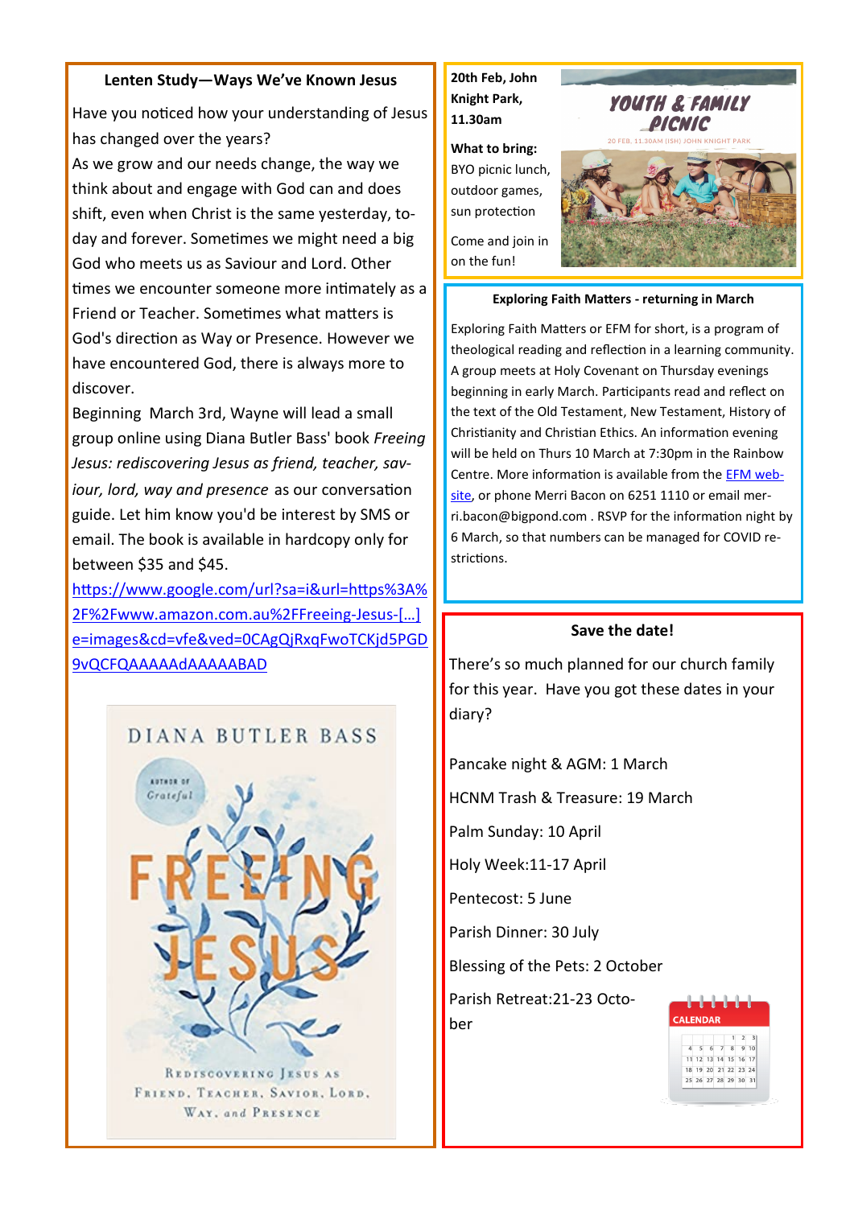## Lenten Study—Ways We've Known Jesus

Have you noticed how your understanding of Jesus has changed over the years?

As we grow and our needs change, the way we think about and engage with God can and does shift, even when Christ is the same yesterday, today and forever. Sometimes we might need a big God who meets us as Saviour and Lord. Other times we encounter someone more intimately as a Friend or Teacher. Sometimes what matters is God's direction as Way or Presence. However we have encountered God, there is always more to discover.

Beginning March 3rd, Wayne will lead a small group online using Diana Butler Bass' book *Freeing Jesus: rediscovering Jesus as friend, teacher, saviour, lord, way and presence* as our conversation guide. Let him know you'd be interest by SMS or email. The book is available in hardcopy only for between $35 and $45.

https://www.google.com/url?sa=i&url=https%3A%2F%2Fwww.amazon.com.au%2FFreeing-Jesus-[...]e=images&cd=vfe&ved=0CAgQjRxqFwoTCKjd5PGD9vQCFQAAAAAdAAAAABAD

DIANA BUTLER BASS

AUTHOR OF *Grateful*

FREEING JESUS

REDISCOVERING JESUS AS FRIEND, TEACHER, SAVIOR, LORD, WAY, and PRESENCE

**20th Feb, John Knight Park, 11.30am**

**What to bring:** BYO picnic lunch, outdoor games, sun protection

Come and join in on the fun!

**YOUTH & FAMILY PICNIC**

20 FEB, 11.30AM (ISH) JOHN KNIGHT PARK

### Exploring Faith Matters - returning in March

Exploring Faith Matters or EFM for short, is a program of theological reading and reflection in a learning community. A group meets at Holy Covenant on Thursday evenings beginning in early March. Participants read and reflect on the text of the Old Testament, New Testament, History of Christianity and Christian Ethics. An information evening will be held on Thurs 10 March at 7:30pm in the Rainbow Centre. More information is available from the EFM website, or phone Merri Bacon on 6251 1110 or email merri.bacon@bigpond.com . RSVP for the information night by 6 March, so that numbers can be managed for COVID restrictions.

### Save the date!

There's so much planned for our church family for this year. Have you got these dates in your diary?

Pancake night & AGM: 1 March

HCNM Trash & Treasure: 19 March

Palm Sunday: 10 April

Holy Week:11-17 April

Pentecost: 5 June

Parish Dinner: 30 July

Blessing of the Pets: 2 October

Parish Retreat:21-23 October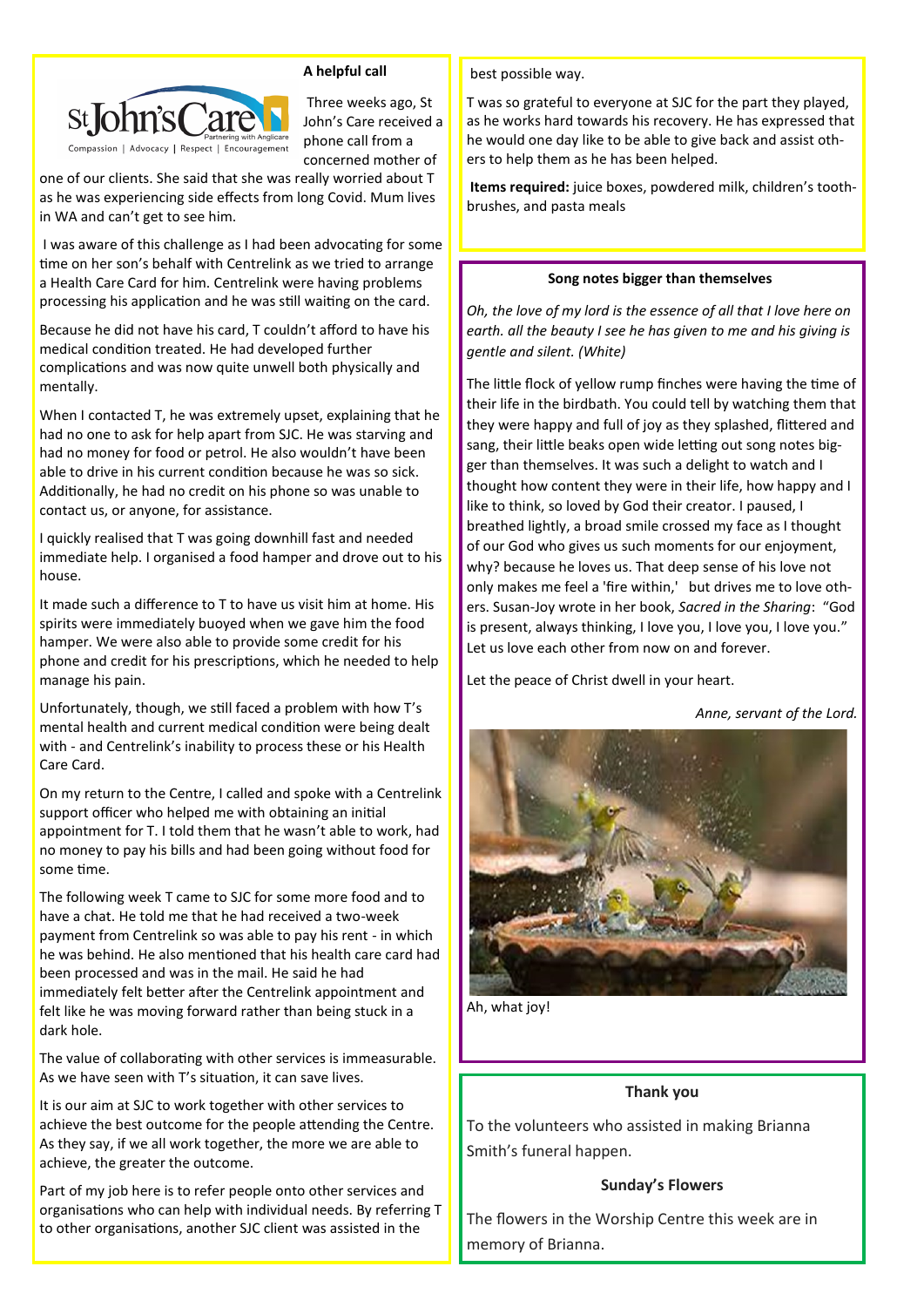## A helpful call

Three weeks ago, St John's Care received a phone call from a concerned mother of one of our clients. She said that she was really worried about T as he was experiencing side effects from long Covid. Mum lives in WA and can't get to see him.

I was aware of this challenge as I had been advocating for some time on her son's behalf with Centrelink as we tried to arrange a Health Care Card for him. Centrelink were having problems processing his application and he was still waiting on the card.

Because he did not have his card, T couldn't afford to have his medical condition treated. He had developed further complications and was now quite unwell both physically and mentally.

When I contacted T, he was extremely upset, explaining that he had no one to ask for help apart from SJC. He was starving and had no money for food or petrol. He also wouldn't have been able to drive in his current condition because he was so sick. Additionally, he had no credit on his phone so was unable to contact us, or anyone, for assistance.

I quickly realised that T was going downhill fast and needed immediate help. I organised a food hamper and drove out to his house.

It made such a difference to T to have us visit him at home. His spirits were immediately buoyed when we gave him the food hamper. We were also able to provide some credit for his phone and credit for his prescriptions, which he needed to help manage his pain.

Unfortunately, though, we still faced a problem with how T's mental health and current medical condition were being dealt with - and Centrelink's inability to process these or his Health Care Card.

On my return to the Centre, I called and spoke with a Centrelink support officer who helped me with obtaining an initial appointment for T. I told them that he wasn't able to work, had no money to pay his bills and had been going without food for some time.

The following week T came to SJC for some more food and to have a chat. He told me that he had received a two-week payment from Centrelink so was able to pay his rent - in which he was behind. He also mentioned that his health care card had been processed and was in the mail. He said he had immediately felt better after the Centrelink appointment and felt like he was moving forward rather than being stuck in a dark hole.

The value of collaborating with other services is immeasurable. As we have seen with T's situation, it can save lives.

It is our aim at SJC to work together with other services to achieve the best outcome for the people attending the Centre. As they say, if we all work together, the more we are able to achieve, the greater the outcome.

Part of my job here is to refer people onto other services and organisations who can help with individual needs. By referring T to other organisations, another SJC client was assisted in the best possible way.

T was so grateful to everyone at SJC for the part they played, as he works hard towards his recovery. He has expressed that he would one day like to be able to give back and assist others to help them as he has been helped.

**Items required:** juice boxes, powdered milk, children's toothbrushes, and pasta meals

## Song notes bigger than themselves

*Oh, the love of my lord is the essence of all that I love here on earth. all the beauty I see he has given to me and his giving is gentle and silent. (White)*

The little flock of yellow rump finches were having the time of their life in the birdbath. You could tell by watching them that they were happy and full of joy as they splashed, flittered and sang, their little beaks open wide letting out song notes bigger than themselves. It was such a delight to watch and I thought how content they were in their life, how happy and I like to think, so loved by God their creator. I paused, I breathed lightly, a broad smile crossed my face as I thought of our God who gives us such moments for our enjoyment, why? because he loves us. That deep sense of his love not only makes me feel a 'fire within,' but drives me to love others. Susan-Joy wrote in her book, *Sacred in the Sharing*: "God is present, always thinking, I love you, I love you, I love you." Let us love each other from now on and forever.

Let the peace of Christ dwell in your heart.

*Anne, servant of the Lord.*

Ah, what joy!

## Thank you

To the volunteers who assisted in making Brianna Smith's funeral happen.

## Sunday's Flowers

The flowers in the Worship Centre this week are in memory of Brianna.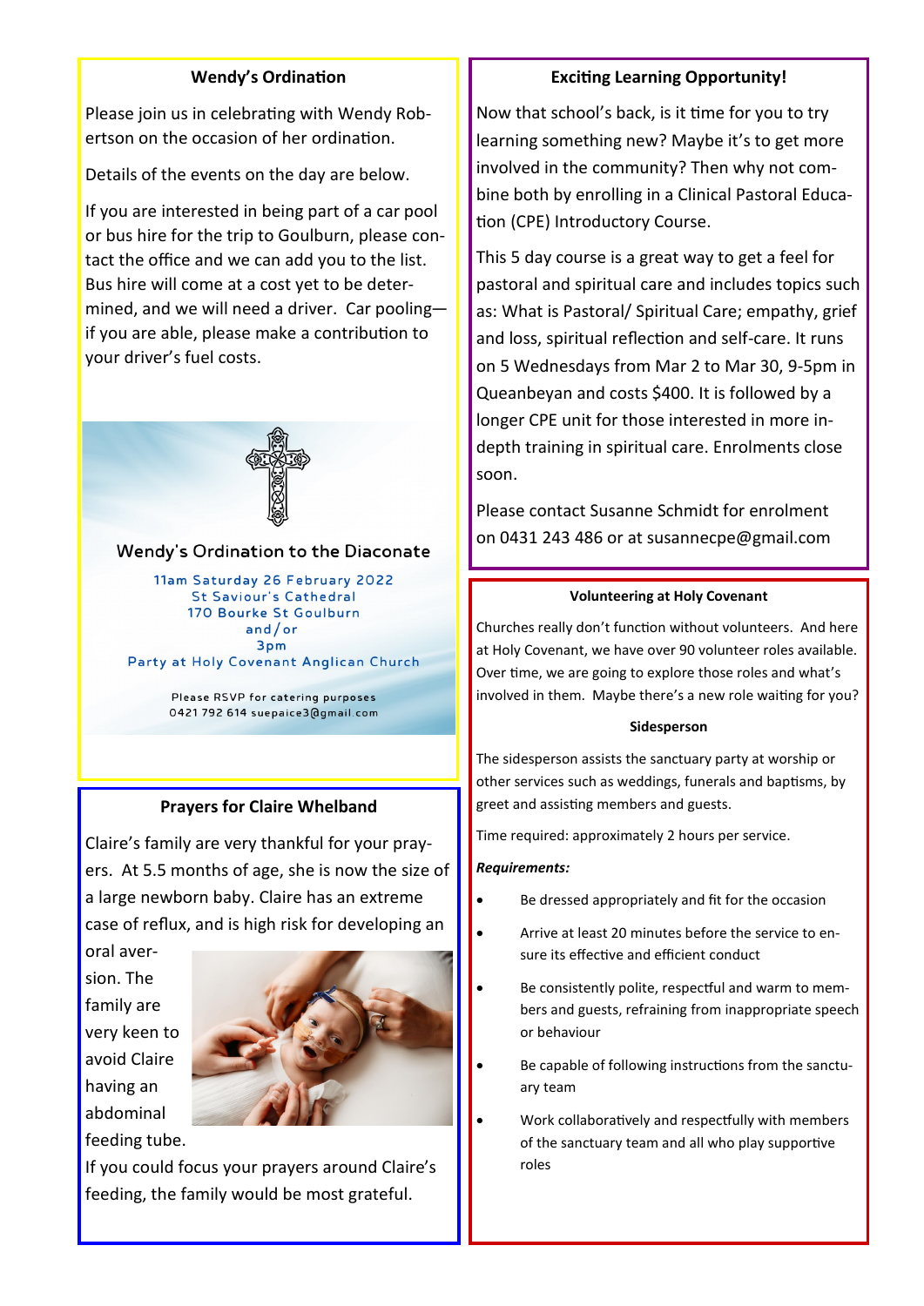## Wendy's Ordination

Please join us in celebrating with Wendy Robertson on the occasion of her ordination.

Details of the events on the day are below.

If you are interested in being part of a car pool or bus hire for the trip to Goulburn, please contact the office and we can add you to the list. Bus hire will come at a cost yet to be determined, and we will need a driver. Car pooling—if you are able, please make a contribution to your driver's fuel costs.

Wendy's Ordination to the Diaconate

11am Saturday 26 February 2022
St Saviour's Cathedral
170 Bourke St Goulburn
and/or
3pm
Party at Holy Covenant Anglican Church

Please RSVP for catering purposes
0421 792 614 suepaice3@gmail.com

## Prayers for Claire Whelband

Claire's family are very thankful for your prayers. At 5.5 months of age, she is now the size of a large newborn baby. Claire has an extreme case of reflux, and is high risk for developing an oral aversion. The family are very keen to avoid Claire having an abdominal feeding tube.

If you could focus your prayers around Claire's feeding, the family would be most grateful.

## Exciting Learning Opportunity!

Now that school's back, is it time for you to try learning something new? Maybe it's to get more involved in the community? Then why not combine both by enrolling in a Clinical Pastoral Education (CPE) Introductory Course.

This 5 day course is a great way to get a feel for pastoral and spiritual care and includes topics such as: What is Pastoral/ Spiritual Care; empathy, grief and loss, spiritual reflection and self-care. It runs on 5 Wednesdays from Mar 2 to Mar 30, 9-5pm in Queanbeyan and costs $400. It is followed by a longer CPE unit for those interested in more in-depth training in spiritual care. Enrolments close soon.

Please contact Susanne Schmidt for enrolment on 0431 243 486 or at susannecpe@gmail.com

## Volunteering at Holy Covenant

Churches really don't function without volunteers. And here at Holy Covenant, we have over 90 volunteer roles available. Over time, we are going to explore those roles and what's involved in them. Maybe there's a new role waiting for you?

### Sidesperson

The sidesperson assists the sanctuary party at worship or other services such as weddings, funerals and baptisms, by greet and assisting members and guests.

Time required: approximately 2 hours per service.

***Requirements:***

- Be dressed appropriately and fit for the occasion
- Arrive at least 20 minutes before the service to ensure its effective and efficient conduct
- Be consistently polite, respectful and warm to members and guests, refraining from inappropriate speech or behaviour
- Be capable of following instructions from the sanctuary team
- Work collaboratively and respectfully with members of the sanctuary team and all who play supportive roles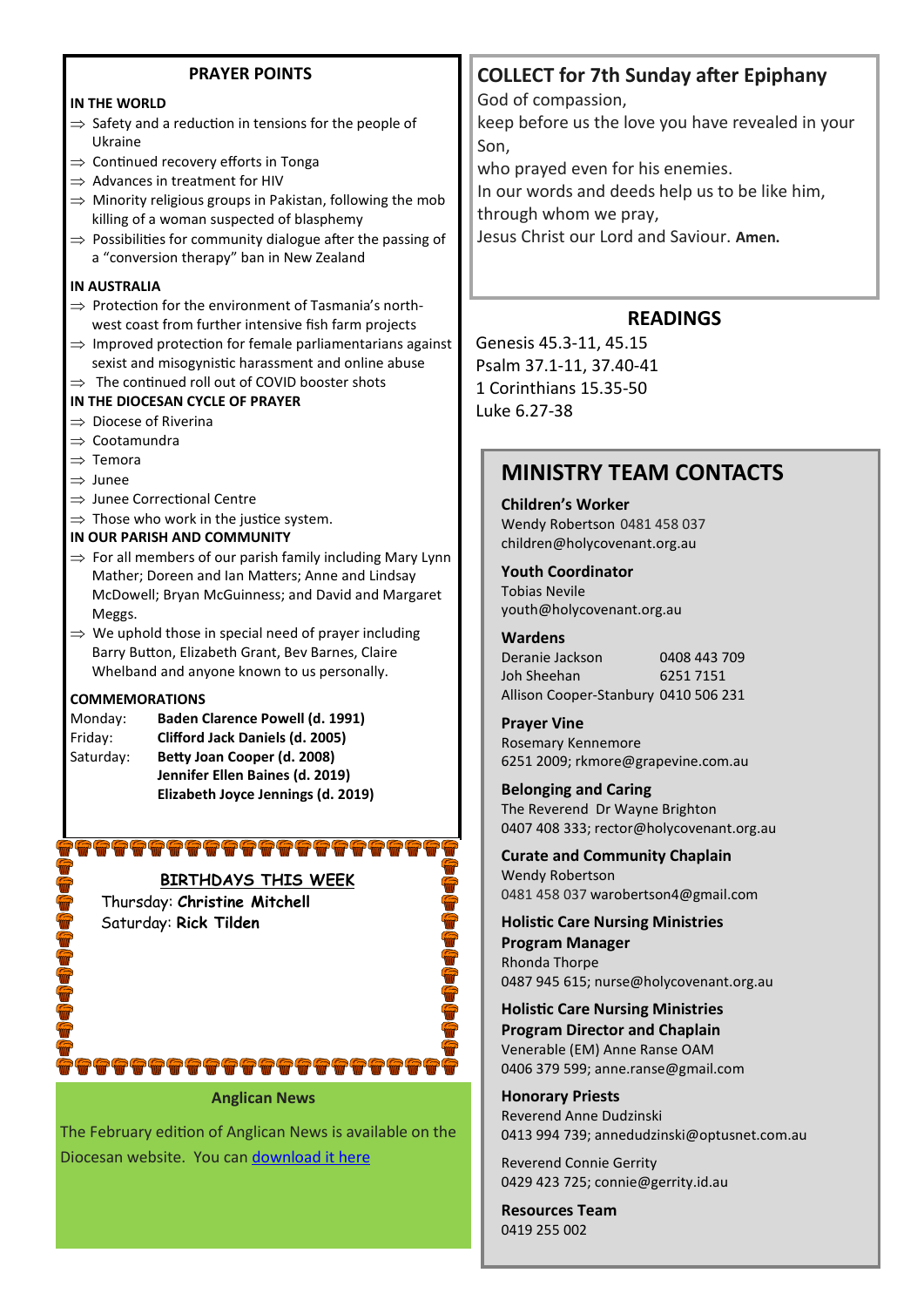## PRAYER POINTS

**IN THE WORLD**

- ⇒ Safety and a reduction in tensions for the people of Ukraine
- ⇒ Continued recovery efforts in Tonga
- ⇒ Advances in treatment for HIV
- ⇒ Minority religious groups in Pakistan, following the mob killing of a woman suspected of blasphemy
- ⇒ Possibilities for community dialogue after the passing of a "conversion therapy" ban in New Zealand

**IN AUSTRALIA**

- ⇒ Protection for the environment of Tasmania's north-west coast from further intensive fish farm projects
- ⇒ Improved protection for female parliamentarians against sexist and misogynistic harassment and online abuse
- ⇒ The continued roll out of COVID booster shots

**IN THE DIOCESAN CYCLE OF PRAYER**

- ⇒ Diocese of Riverina
- ⇒ Cootamundra
- ⇒ Temora
- ⇒ Junee
- ⇒ Junee Correctional Centre
- ⇒ Those who work in the justice system.

**IN OUR PARISH AND COMMUNITY**

- ⇒ For all members of our parish family including Mary Lynn Mather; Doreen and Ian Matters; Anne and Lindsay McDowell; Bryan McGuinness; and David and Margaret Meggs.
- ⇒ We uphold those in special need of prayer including Barry Button, Elizabeth Grant, Bev Barnes, Claire Whelband and anyone known to us personally.

**COMMEMORATIONS**

| | |
|---|---|
| Monday: | **Baden Clarence Powell (d. 1991)** |
| Friday: | **Clifford Jack Daniels (d. 2005)** |
| Saturday: | **Betty Joan Cooper (d. 2008)** |
| | **Jennifer Ellen Baines (d. 2019)** |
| | **Elizabeth Joyce Jennings (d. 2019)** |

**BIRTHDAYS THIS WEEK**

Thursday: **Christine Mitchell**
Saturday: **Rick Tilden**

**Anglican News**

The February edition of Anglican News is available on the Diocesan website. You can download it here

## COLLECT for 7th Sunday after Epiphany

God of compassion,
keep before us the love you have revealed in your Son,
who prayed even for his enemies.
In our words and deeds help us to be like him,
through whom we pray,
Jesus Christ our Lord and Saviour. **Amen.**

## READINGS

Genesis 45.3-11, 45.15
Psalm 37.1-11, 37.40-41
1 Corinthians 15.35-50
Luke 6.27-38

## MINISTRY TEAM CONTACTS

**Children's Worker**
Wendy Robertson 0481 458 037
children@holycovenant.org.au

**Youth Coordinator**
Tobias Nevile
youth@holycovenant.org.au

**Wardens**

| | |
|---|---|
| Deranie Jackson | 0408 443 709 |
| Joh Sheehan | 6251 7151 |
| Allison Cooper-Stanbury | 0410 506 231 |

**Prayer Vine**
Rosemary Kennemore
6251 2009; rkmore@grapevine.com.au

**Belonging and Caring**
The Reverend Dr Wayne Brighton
0407 408 333; rector@holycovenant.org.au

**Curate and Community Chaplain**
Wendy Robertson
0481 458 037 warobertson4@gmail.com

**Holistic Care Nursing Ministries Program Manager**
Rhonda Thorpe
0487 945 615; nurse@holycovenant.org.au

**Holistic Care Nursing Ministries Program Director and Chaplain**
Venerable (EM) Anne Ranse OAM
0406 379 599; anne.ranse@gmail.com

**Honorary Priests**
Reverend Anne Dudzinski
0413 994 739; annedudzinski@optusnet.com.au

Reverend Connie Gerrity
0429 423 725; connie@gerrity.id.au

**Resources Team**
0419 255 002